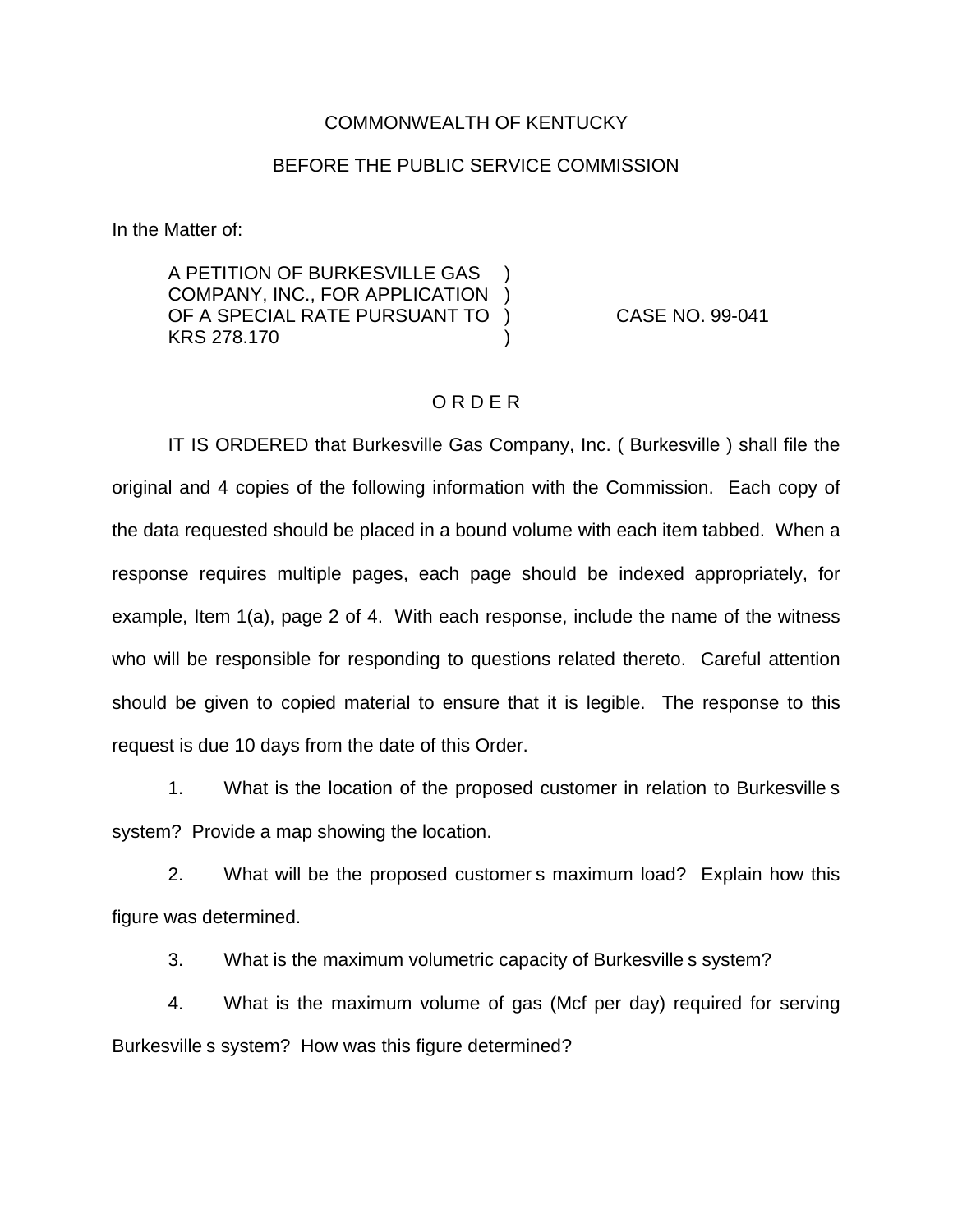COMMONWEALTH OF KENTUCKY

BEFORE THE PUBLIC SERVICE COMMISSION

In the Matter of:

| | | |
|---|---|---|
| A PETITION OF BURKESVILLE GAS COMPANY, INC., FOR APPLICATION OF A SPECIAL RATE PURSUANT TO KRS 278.170 | ) ) ) ) | CASE NO. 99-041 |

## O R D E R

IT IS ORDERED that Burkesville Gas Company, Inc. ( Burkesville ) shall file the original and 4 copies of the following information with the Commission. Each copy of the data requested should be placed in a bound volume with each item tabbed. When a response requires multiple pages, each page should be indexed appropriately, for example, Item 1(a), page 2 of 4. With each response, include the name of the witness who will be responsible for responding to questions related thereto. Careful attention should be given to copied material to ensure that it is legible. The response to this request is due 10 days from the date of this Order.

1. What is the location of the proposed customer in relation to Burkesville s system? Provide a map showing the location.

2. What will be the proposed customer s maximum load? Explain how this figure was determined.

3. What is the maximum volumetric capacity of Burkesville s system?

4. What is the maximum volume of gas (Mcf per day) required for serving Burkesville s system? How was this figure determined?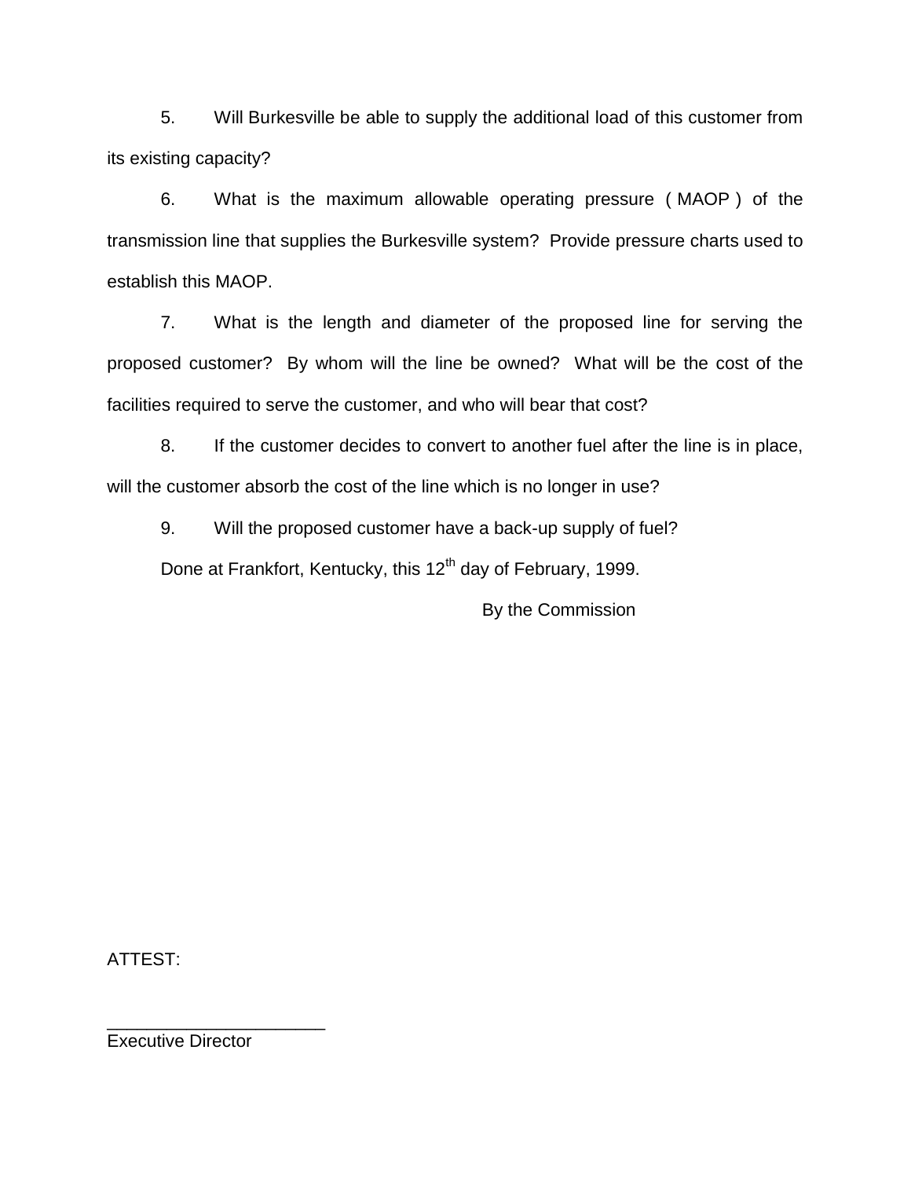5. Will Burkesville be able to supply the additional load of this customer from its existing capacity?

6. What is the maximum allowable operating pressure ( MAOP ) of the transmission line that supplies the Burkesville system? Provide pressure charts used to establish this MAOP.

7. What is the length and diameter of the proposed line for serving the proposed customer? By whom will the line be owned? What will be the cost of the facilities required to serve the customer, and who will bear that cost?

8. If the customer decides to convert to another fuel after the line is in place, will the customer absorb the cost of the line which is no longer in use?

9. Will the proposed customer have a back-up supply of fuel?

Done at Frankfort, Kentucky, this 12th day of February, 1999.

By the Commission

ATTEST:

______________________
Executive Director